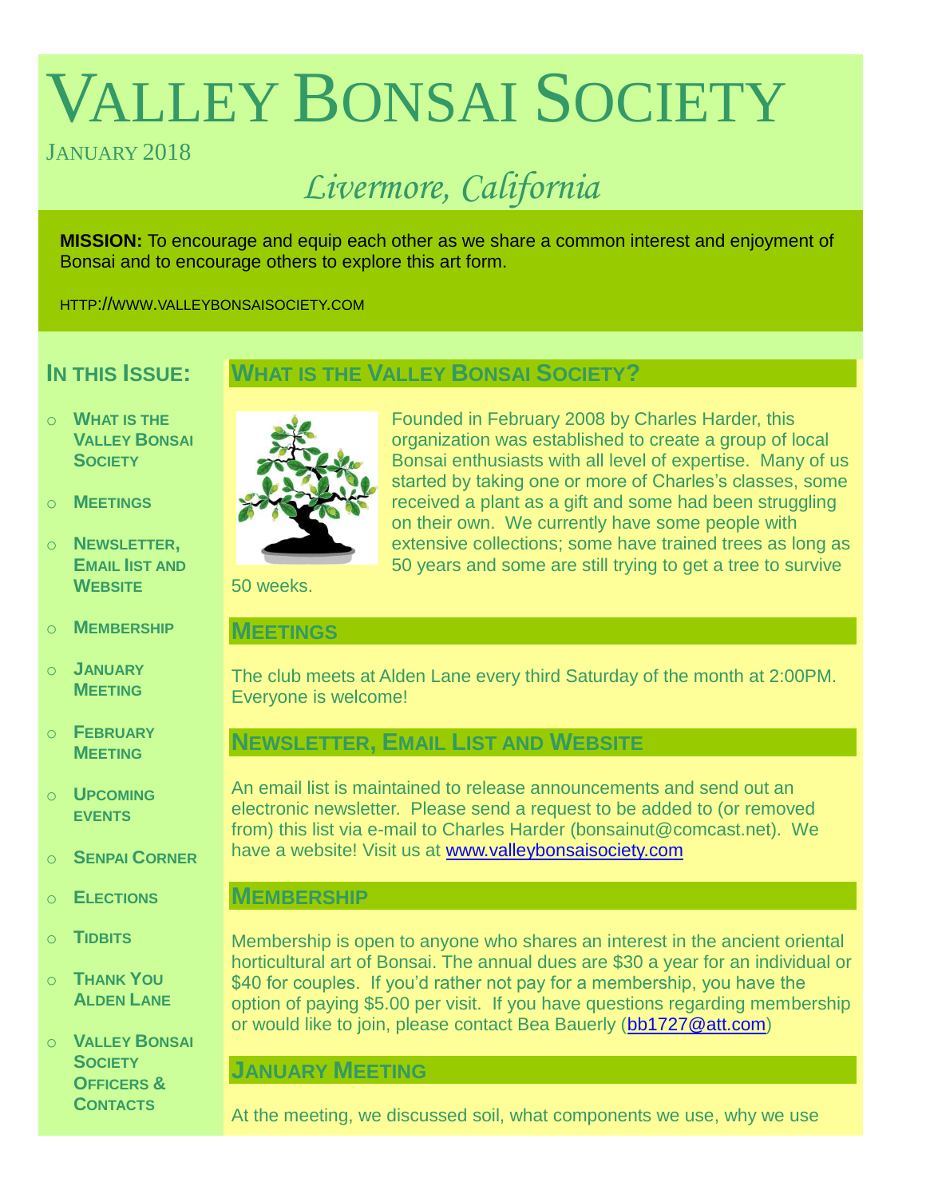# Valley Bonsai Society

January 2018

*Livermore, California*

**MISSION:** To encourage and equip each other as we share a common interest and enjoyment of Bonsai and to encourage others to explore this art form.

HTTP://WWW.VALLEYBONSAISOCIETY.COM

### In this Issue:

- What is the Valley Bonsai Society
- Meetings
- Newsletter, Email list and Website
- Membership
- January Meeting
- February Meeting
- Upcoming events
- Senpai Corner
- Elections
- Tidbits
- Thank You Alden Lane
- Valley Bonsai Society Officers & Contacts

## What is the Valley Bonsai Society?

Founded in February 2008 by Charles Harder, this organization was established to create a group of local Bonsai enthusiasts with all level of expertise. Many of us started by taking one or more of Charles's classes, some received a plant as a gift and some had been struggling on their own. We currently have some people with extensive collections; some have trained trees as long as 50 years and some are still trying to get a tree to survive 50 weeks.

## Meetings

The club meets at Alden Lane every third Saturday of the month at 2:00PM. Everyone is welcome!

## Newsletter, Email List and Website

An email list is maintained to release announcements and send out an electronic newsletter. Please send a request to be added to (or removed from) this list via e-mail to Charles Harder (bonsainut@comcast.net). We have a website! Visit us at www.valleybonsaisociety.com

## Membership

Membership is open to anyone who shares an interest in the ancient oriental horticultural art of Bonsai. The annual dues are $30 a year for an individual or $40 for couples. If you'd rather not pay for a membership, you have the option of paying $5.00 per visit. If you have questions regarding membership or would like to join, please contact Bea Bauerly (bb1727@att.com)

## January Meeting

At the meeting, we discussed soil, what components we use, why we use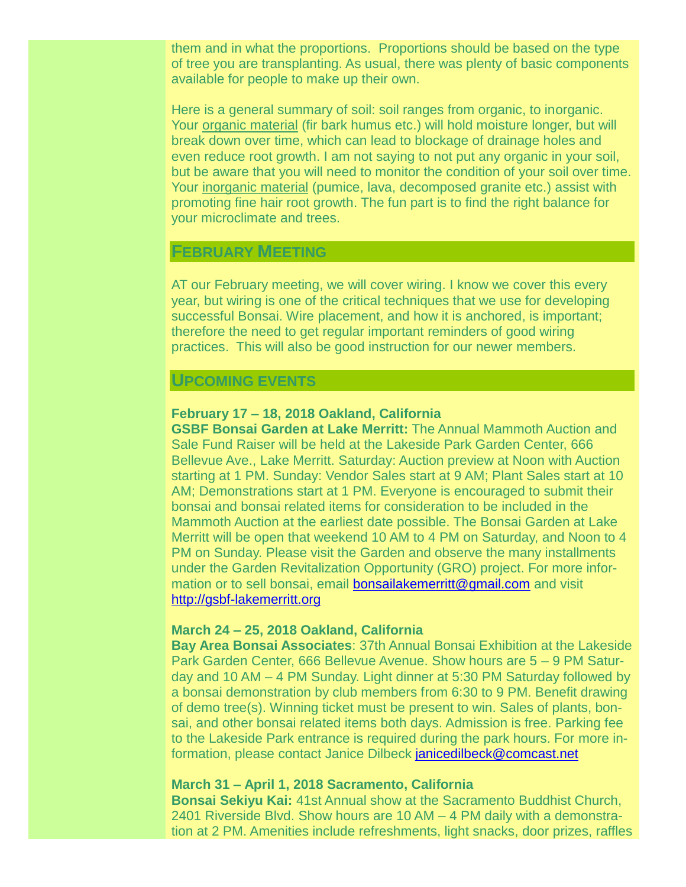them and in what the proportions. Proportions should be based on the type of tree you are transplanting. As usual, there was plenty of basic components available for people to make up their own.

Here is a general summary of soil: soil ranges from organic, to inorganic. Your organic material (fir bark humus etc.) will hold moisture longer, but will break down over time, which can lead to blockage of drainage holes and even reduce root growth. I am not saying to not put any organic in your soil, but be aware that you will need to monitor the condition of your soil over time. Your inorganic material (pumice, lava, decomposed granite etc.) assist with promoting fine hair root growth. The fun part is to find the right balance for your microclimate and trees.

## February Meeting

AT our February meeting, we will cover wiring. I know we cover this every year, but wiring is one of the critical techniques that we use for developing successful Bonsai. Wire placement, and how it is anchored, is important; therefore the need to get regular important reminders of good wiring practices. This will also be good instruction for our newer members.

## Upcoming events

**February 17 – 18, 2018 Oakland, California**
**GSBF Bonsai Garden at Lake Merritt:** The Annual Mammoth Auction and Sale Fund Raiser will be held at the Lakeside Park Garden Center, 666 Bellevue Ave., Lake Merritt. Saturday: Auction preview at Noon with Auction starting at 1 PM. Sunday: Vendor Sales start at 9 AM; Plant Sales start at 10 AM; Demonstrations start at 1 PM. Everyone is encouraged to submit their bonsai and bonsai related items for consideration to be included in the Mammoth Auction at the earliest date possible. The Bonsai Garden at Lake Merritt will be open that weekend 10 AM to 4 PM on Saturday, and Noon to 4 PM on Sunday. Please visit the Garden and observe the many installments under the Garden Revitalization Opportunity (GRO) project. For more information or to sell bonsai, email bonsailakemerritt@gmail.com and visit http://gsbf-lakemerritt.org

**March 24 – 25, 2018 Oakland, California**
**Bay Area Bonsai Associates**: 37th Annual Bonsai Exhibition at the Lakeside Park Garden Center, 666 Bellevue Avenue. Show hours are 5 – 9 PM Saturday and 10 AM – 4 PM Sunday. Light dinner at 5:30 PM Saturday followed by a bonsai demonstration by club members from 6:30 to 9 PM. Benefit drawing of demo tree(s). Winning ticket must be present to win. Sales of plants, bonsai, and other bonsai related items both days. Admission is free. Parking fee to the Lakeside Park entrance is required during the park hours. For more information, please contact Janice Dilbeck janicedilbeck@comcast.net

**March 31 – April 1, 2018 Sacramento, California**
**Bonsai Sekiyu Kai:** 41st Annual show at the Sacramento Buddhist Church, 2401 Riverside Blvd. Show hours are 10 AM – 4 PM daily with a demonstration at 2 PM. Amenities include refreshments, light snacks, door prizes, raffles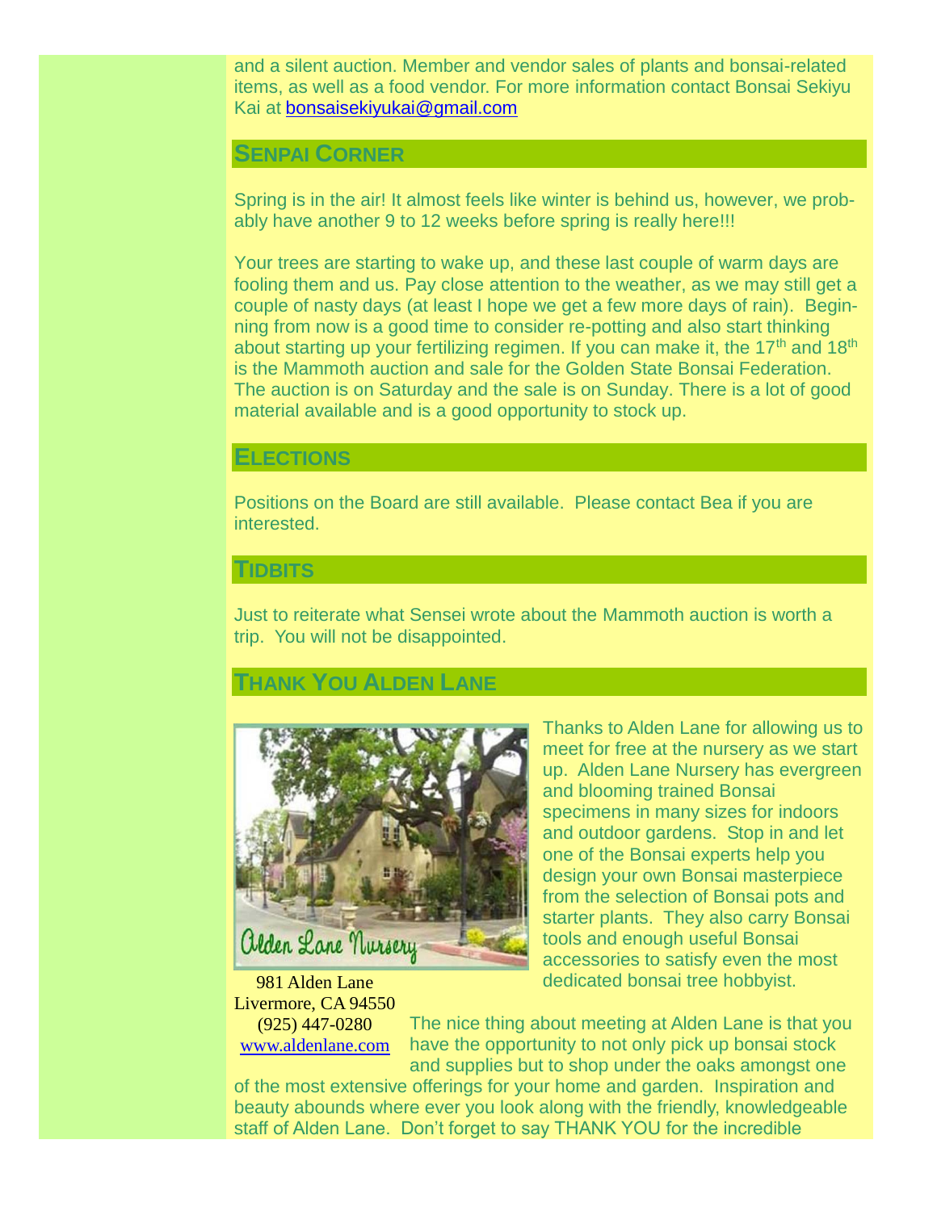and a silent auction. Member and vendor sales of plants and bonsai-related items, as well as a food vendor. For more information contact Bonsai Sekiyu Kai at bonsaisekiyukai@gmail.com

## SENPAI CORNER

Spring is in the air! It almost feels like winter is behind us, however, we probably have another 9 to 12 weeks before spring is really here!!!

Your trees are starting to wake up, and these last couple of warm days are fooling them and us. Pay close attention to the weather, as we may still get a couple of nasty days (at least I hope we get a few more days of rain). Beginning from now is a good time to consider re-potting and also start thinking about starting up your fertilizing regimen. If you can make it, the 17th and 18th is the Mammoth auction and sale for the Golden State Bonsai Federation. The auction is on Saturday and the sale is on Sunday. There is a lot of good material available and is a good opportunity to stock up.

## ELECTIONS

Positions on the Board are still available. Please contact Bea if you are interested.

## TIDBITS

Just to reiterate what Sensei wrote about the Mammoth auction is worth a trip. You will not be disappointed.

## THANK YOU ALDEN LANE

Thanks to Alden Lane for allowing us to meet for free at the nursery as we start up. Alden Lane Nursery has evergreen and blooming trained Bonsai specimens in many sizes for indoors and outdoor gardens. Stop in and let one of the Bonsai experts help you design your own Bonsai masterpiece from the selection of Bonsai pots and starter plants. They also carry Bonsai tools and enough useful Bonsai accessories to satisfy even the most dedicated bonsai tree hobbyist.

Alden Lane Nursery

981 Alden Lane
Livermore, CA 94550
(925) 447-0280
www.aldenlane.com

The nice thing about meeting at Alden Lane is that you have the opportunity to not only pick up bonsai stock and supplies but to shop under the oaks amongst one of the most extensive offerings for your home and garden. Inspiration and beauty abounds where ever you look along with the friendly, knowledgeable staff of Alden Lane. Don't forget to say THANK YOU for the incredible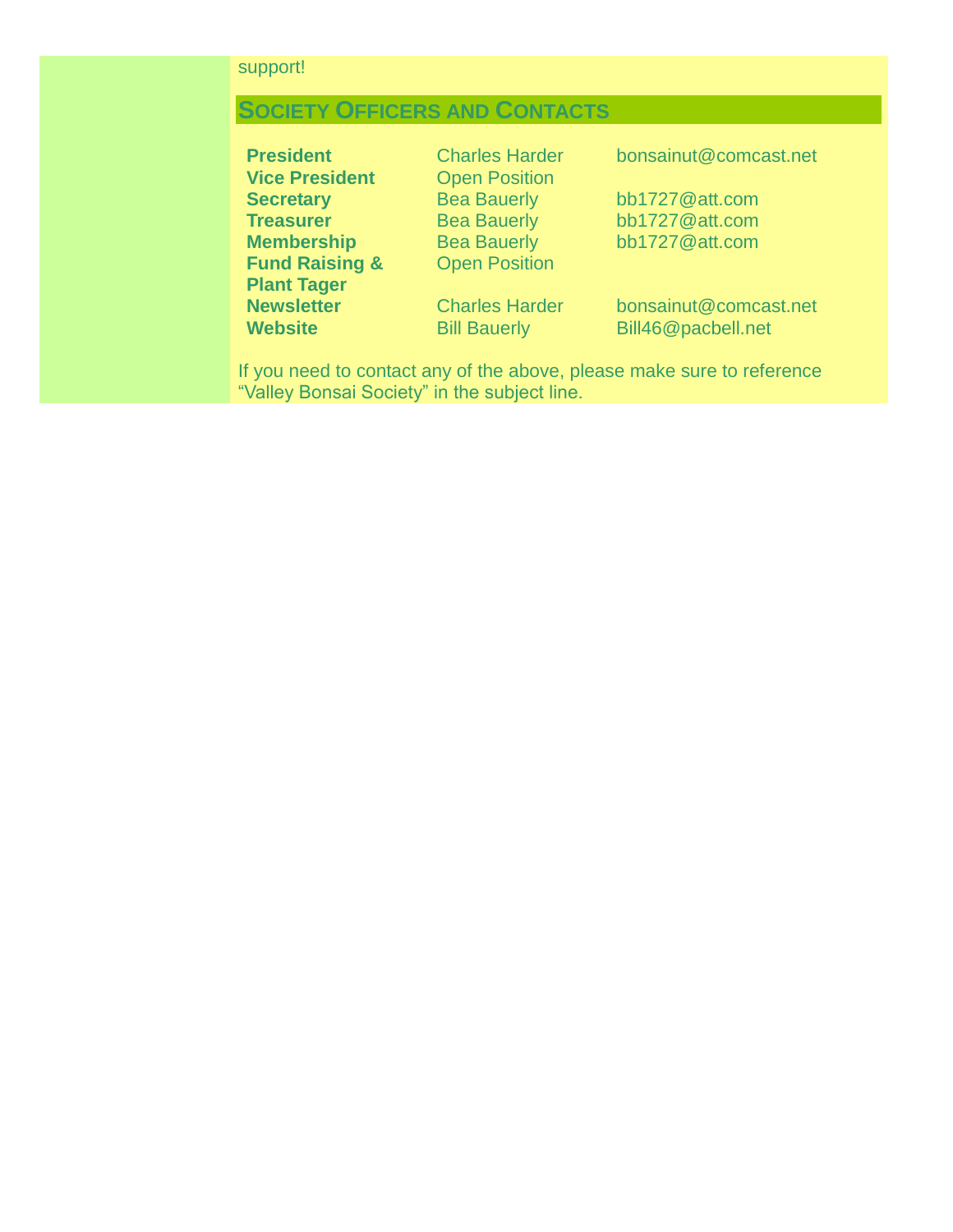support!

## Society Officers and Contacts

| | | |
|---|---|---|
| **President** | Charles Harder | bonsainut@comcast.net |
| **Vice President** | Open Position | |
| **Secretary** | Bea Bauerly | bb1727@att.com |
| **Treasurer** | Bea Bauerly | bb1727@att.com |
| **Membership** | Bea Bauerly | bb1727@att.com |
| **Fund Raising & Plant Tager** | Open Position | |
| **Newsletter** | Charles Harder | bonsainut@comcast.net |
| **Website** | Bill Bauerly | Bill46@pacbell.net |

If you need to contact any of the above, please make sure to reference "Valley Bonsai Society" in the subject line.